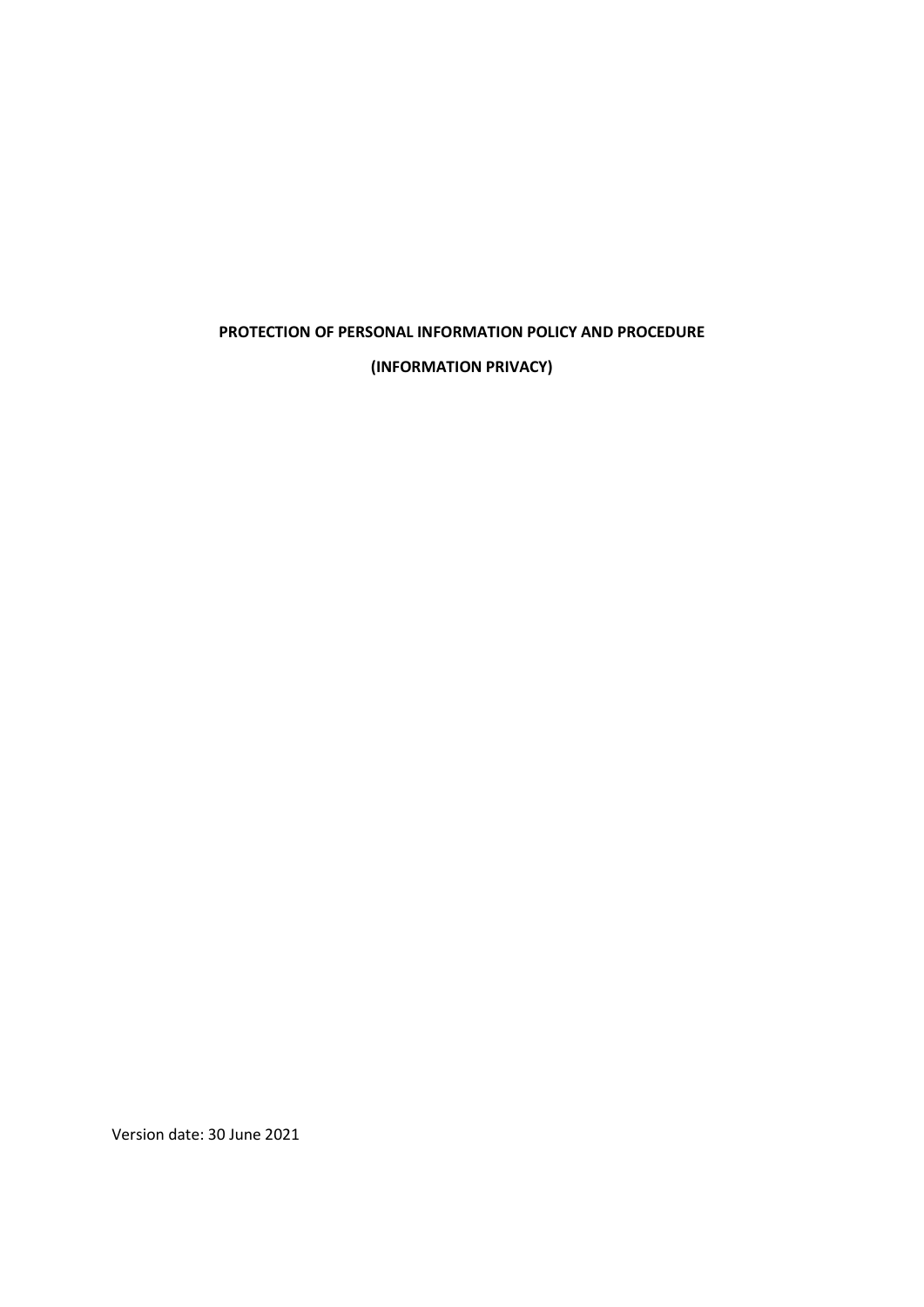# PROTECTION OF PERSONAL INFORMATION POLICY AND PROCEDURE

## (INFORMATION PRIVACY)

Version date: 30 June 2021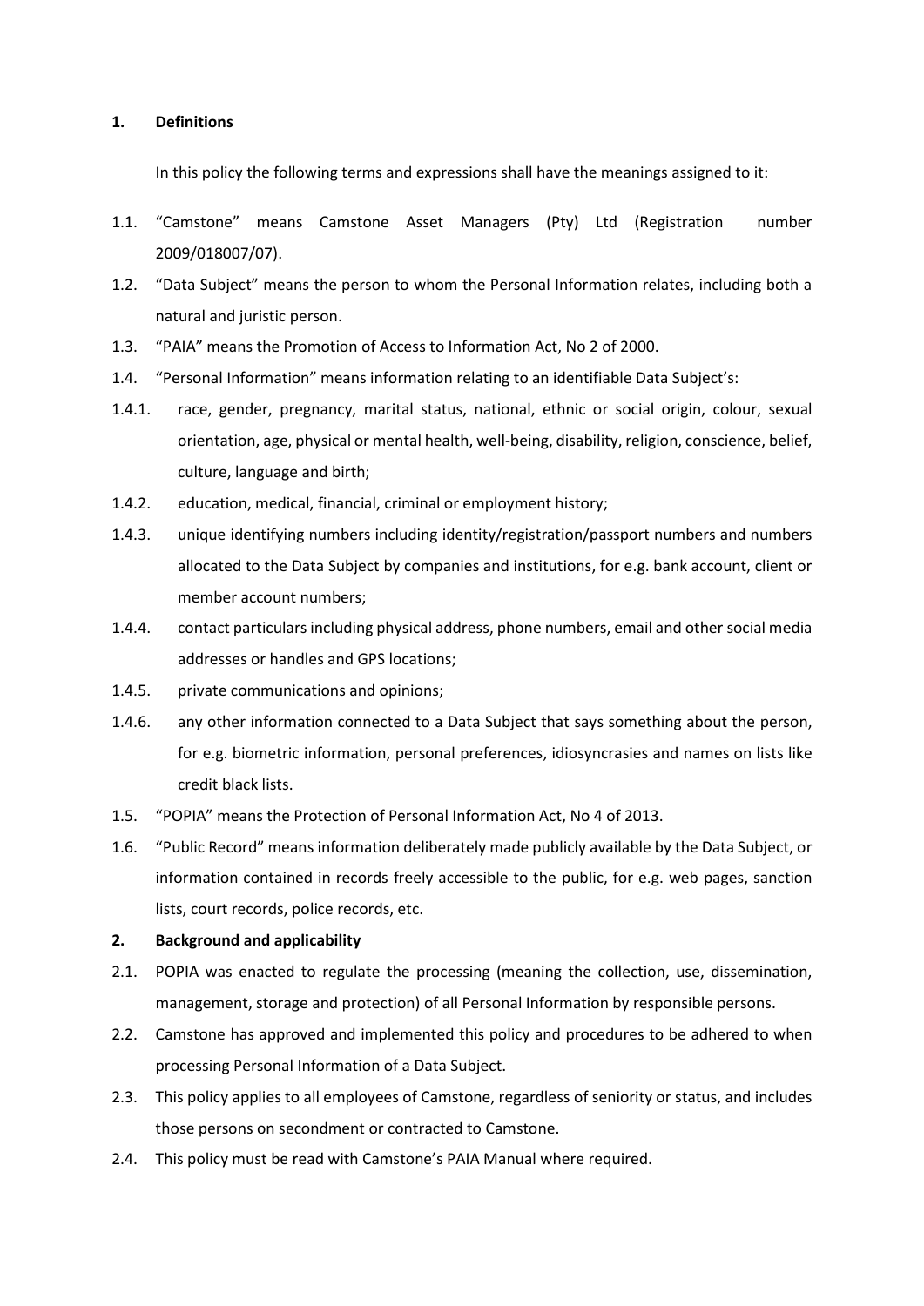## 1. Definitions

In this policy the following terms and expressions shall have the meanings assigned to it:

1.1. "Camstone" means Camstone Asset Managers (Pty) Ltd (Registration number 2009/018007/07).

1.2. "Data Subject" means the person to whom the Personal Information relates, including both a natural and juristic person.

1.3. "PAIA" means the Promotion of Access to Information Act, No 2 of 2000.

1.4. "Personal Information" means information relating to an identifiable Data Subject's:

1.4.1. race, gender, pregnancy, marital status, national, ethnic or social origin, colour, sexual orientation, age, physical or mental health, well-being, disability, religion, conscience, belief, culture, language and birth;

1.4.2. education, medical, financial, criminal or employment history;

1.4.3. unique identifying numbers including identity/registration/passport numbers and numbers allocated to the Data Subject by companies and institutions, for e.g. bank account, client or member account numbers;

1.4.4. contact particulars including physical address, phone numbers, email and other social media addresses or handles and GPS locations;

1.4.5. private communications and opinions;

1.4.6. any other information connected to a Data Subject that says something about the person, for e.g. biometric information, personal preferences, idiosyncrasies and names on lists like credit black lists.

1.5. "POPIA" means the Protection of Personal Information Act, No 4 of 2013.

1.6. "Public Record" means information deliberately made publicly available by the Data Subject, or information contained in records freely accessible to the public, for e.g. web pages, sanction lists, court records, police records, etc.

## 2. Background and applicability

2.1. POPIA was enacted to regulate the processing (meaning the collection, use, dissemination, management, storage and protection) of all Personal Information by responsible persons.

2.2. Camstone has approved and implemented this policy and procedures to be adhered to when processing Personal Information of a Data Subject.

2.3. This policy applies to all employees of Camstone, regardless of seniority or status, and includes those persons on secondment or contracted to Camstone.

2.4. This policy must be read with Camstone's PAIA Manual where required.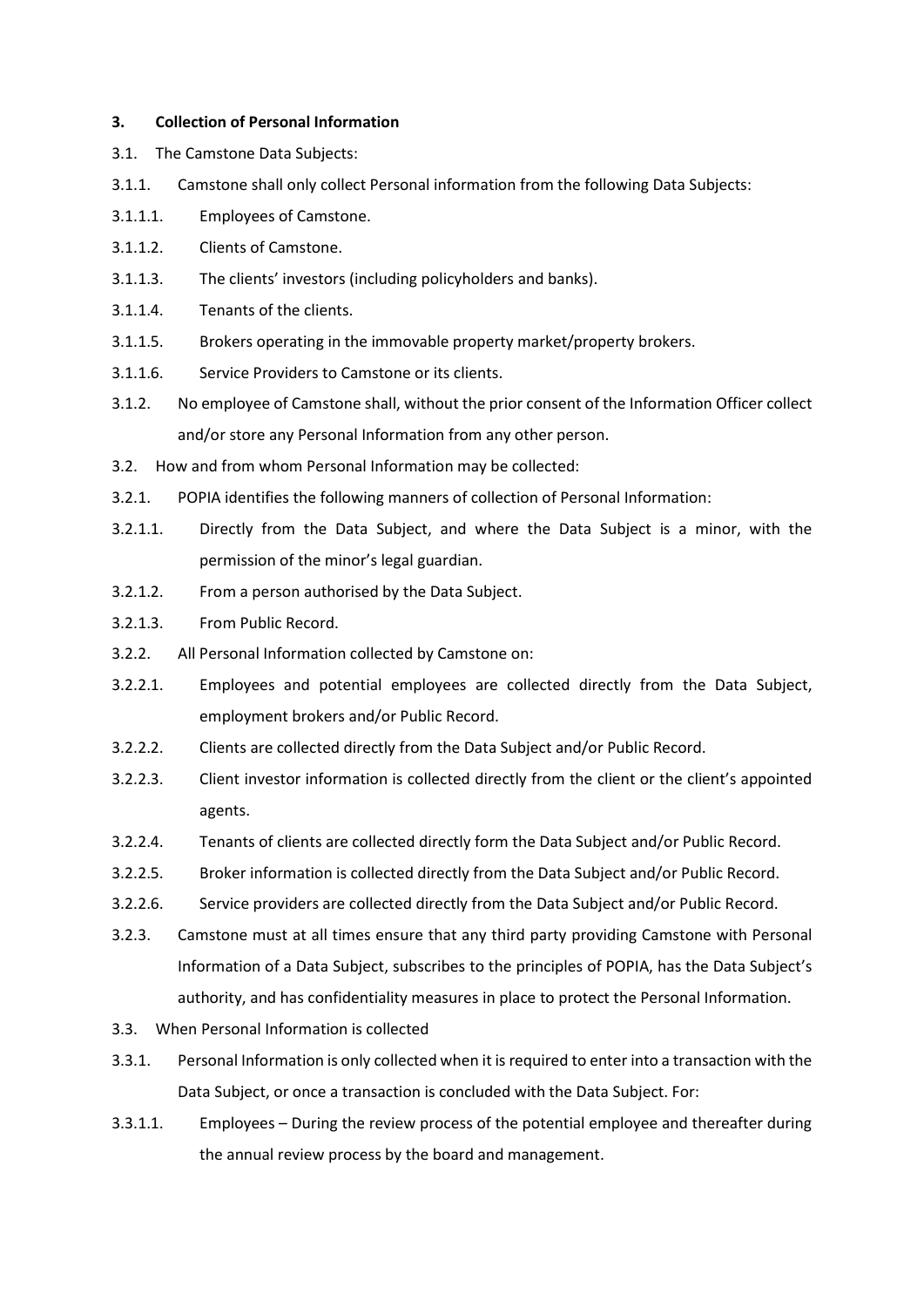## 3. Collection of Personal Information

3.1. The Camstone Data Subjects:

3.1.1. Camstone shall only collect Personal information from the following Data Subjects:

3.1.1.1. Employees of Camstone.

3.1.1.2. Clients of Camstone.

3.1.1.3. The clients' investors (including policyholders and banks).

3.1.1.4. Tenants of the clients.

3.1.1.5. Brokers operating in the immovable property market/property brokers.

3.1.1.6. Service Providers to Camstone or its clients.

3.1.2. No employee of Camstone shall, without the prior consent of the Information Officer collect and/or store any Personal Information from any other person.

3.2. How and from whom Personal Information may be collected:

3.2.1. POPIA identifies the following manners of collection of Personal Information:

3.2.1.1. Directly from the Data Subject, and where the Data Subject is a minor, with the permission of the minor's legal guardian.

3.2.1.2. From a person authorised by the Data Subject.

3.2.1.3. From Public Record.

3.2.2. All Personal Information collected by Camstone on:

3.2.2.1. Employees and potential employees are collected directly from the Data Subject, employment brokers and/or Public Record.

3.2.2.2. Clients are collected directly from the Data Subject and/or Public Record.

3.2.2.3. Client investor information is collected directly from the client or the client's appointed agents.

3.2.2.4. Tenants of clients are collected directly form the Data Subject and/or Public Record.

3.2.2.5. Broker information is collected directly from the Data Subject and/or Public Record.

3.2.2.6. Service providers are collected directly from the Data Subject and/or Public Record.

3.2.3. Camstone must at all times ensure that any third party providing Camstone with Personal Information of a Data Subject, subscribes to the principles of POPIA, has the Data Subject's authority, and has confidentiality measures in place to protect the Personal Information.

3.3. When Personal Information is collected

3.3.1. Personal Information is only collected when it is required to enter into a transaction with the Data Subject, or once a transaction is concluded with the Data Subject. For:

3.3.1.1. Employees – During the review process of the potential employee and thereafter during the annual review process by the board and management.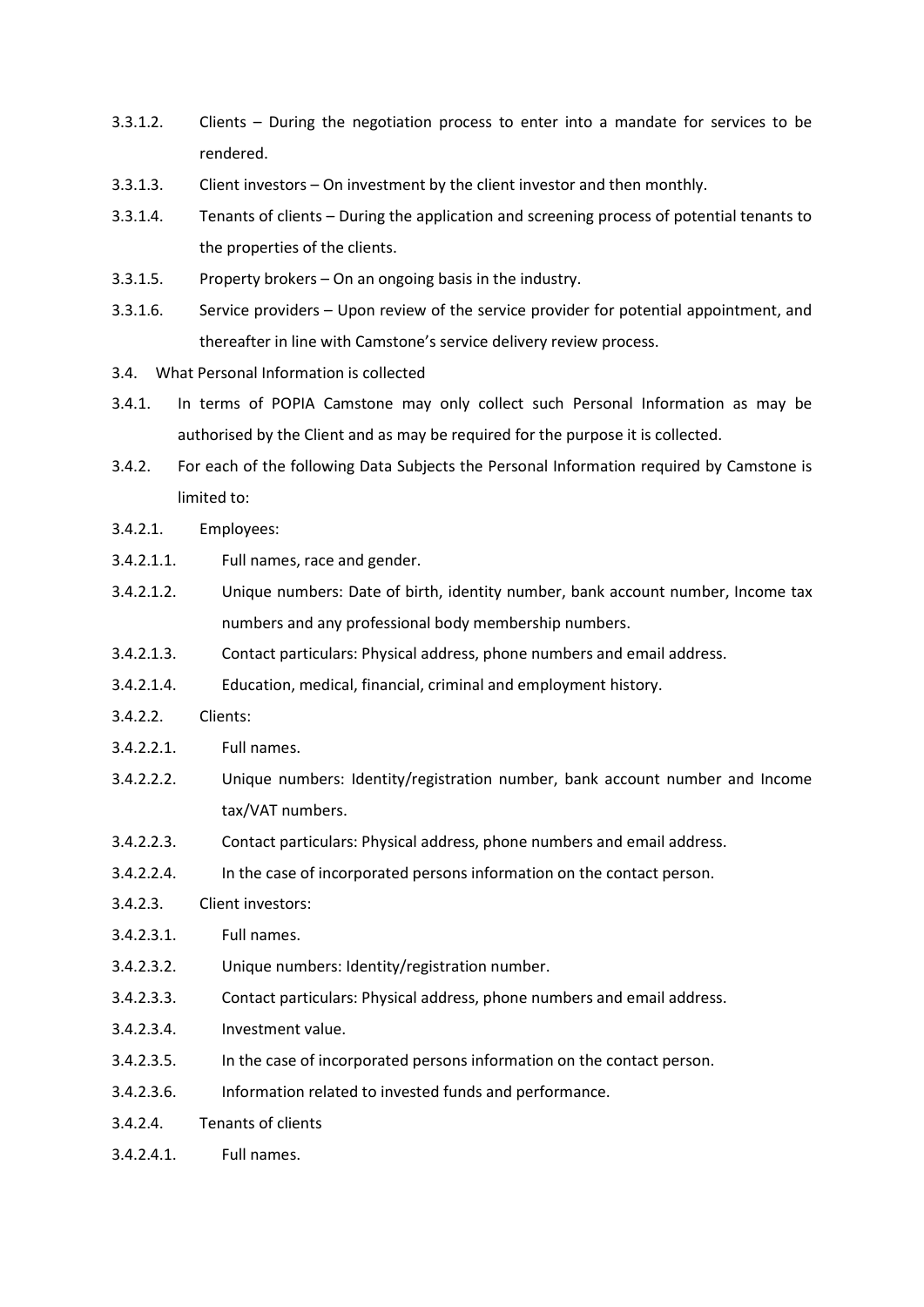3.3.1.2. Clients – During the negotiation process to enter into a mandate for services to be rendered.

3.3.1.3. Client investors – On investment by the client investor and then monthly.

3.3.1.4. Tenants of clients – During the application and screening process of potential tenants to the properties of the clients.

3.3.1.5. Property brokers – On an ongoing basis in the industry.

3.3.1.6. Service providers – Upon review of the service provider for potential appointment, and thereafter in line with Camstone's service delivery review process.

3.4. What Personal Information is collected

3.4.1. In terms of POPIA Camstone may only collect such Personal Information as may be authorised by the Client and as may be required for the purpose it is collected.

3.4.2. For each of the following Data Subjects the Personal Information required by Camstone is limited to:

3.4.2.1. Employees:

3.4.2.1.1. Full names, race and gender.

3.4.2.1.2. Unique numbers: Date of birth, identity number, bank account number, Income tax numbers and any professional body membership numbers.

3.4.2.1.3. Contact particulars: Physical address, phone numbers and email address.

3.4.2.1.4. Education, medical, financial, criminal and employment history.

3.4.2.2. Clients:

3.4.2.2.1. Full names.

3.4.2.2.2. Unique numbers: Identity/registration number, bank account number and Income tax/VAT numbers.

3.4.2.2.3. Contact particulars: Physical address, phone numbers and email address.

3.4.2.2.4. In the case of incorporated persons information on the contact person.

3.4.2.3. Client investors:

3.4.2.3.1. Full names.

3.4.2.3.2. Unique numbers: Identity/registration number.

3.4.2.3.3. Contact particulars: Physical address, phone numbers and email address.

3.4.2.3.4. Investment value.

3.4.2.3.5. In the case of incorporated persons information on the contact person.

3.4.2.3.6. Information related to invested funds and performance.

3.4.2.4. Tenants of clients

3.4.2.4.1. Full names.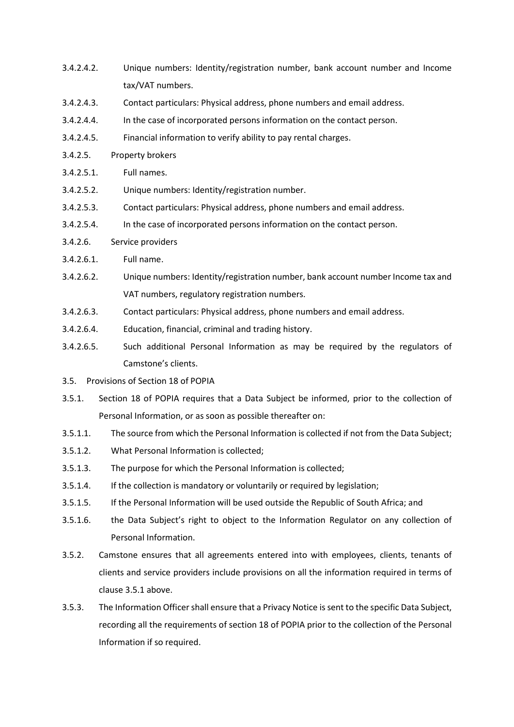3.4.2.4.2. Unique numbers: Identity/registration number, bank account number and Income tax/VAT numbers.

3.4.2.4.3. Contact particulars: Physical address, phone numbers and email address.

3.4.2.4.4. In the case of incorporated persons information on the contact person.

3.4.2.4.5. Financial information to verify ability to pay rental charges.

3.4.2.5. Property brokers

3.4.2.5.1. Full names.

3.4.2.5.2. Unique numbers: Identity/registration number.

3.4.2.5.3. Contact particulars: Physical address, phone numbers and email address.

3.4.2.5.4. In the case of incorporated persons information on the contact person.

3.4.2.6. Service providers

3.4.2.6.1. Full name.

3.4.2.6.2. Unique numbers: Identity/registration number, bank account number Income tax and VAT numbers, regulatory registration numbers.

3.4.2.6.3. Contact particulars: Physical address, phone numbers and email address.

3.4.2.6.4. Education, financial, criminal and trading history.

3.4.2.6.5. Such additional Personal Information as may be required by the regulators of Camstone's clients.

3.5. Provisions of Section 18 of POPIA

3.5.1. Section 18 of POPIA requires that a Data Subject be informed, prior to the collection of Personal Information, or as soon as possible thereafter on:

3.5.1.1. The source from which the Personal Information is collected if not from the Data Subject;

3.5.1.2. What Personal Information is collected;

3.5.1.3. The purpose for which the Personal Information is collected;

3.5.1.4. If the collection is mandatory or voluntarily or required by legislation;

3.5.1.5. If the Personal Information will be used outside the Republic of South Africa; and

3.5.1.6. the Data Subject's right to object to the Information Regulator on any collection of Personal Information.

3.5.2. Camstone ensures that all agreements entered into with employees, clients, tenants of clients and service providers include provisions on all the information required in terms of clause 3.5.1 above.

3.5.3. The Information Officer shall ensure that a Privacy Notice is sent to the specific Data Subject, recording all the requirements of section 18 of POPIA prior to the collection of the Personal Information if so required.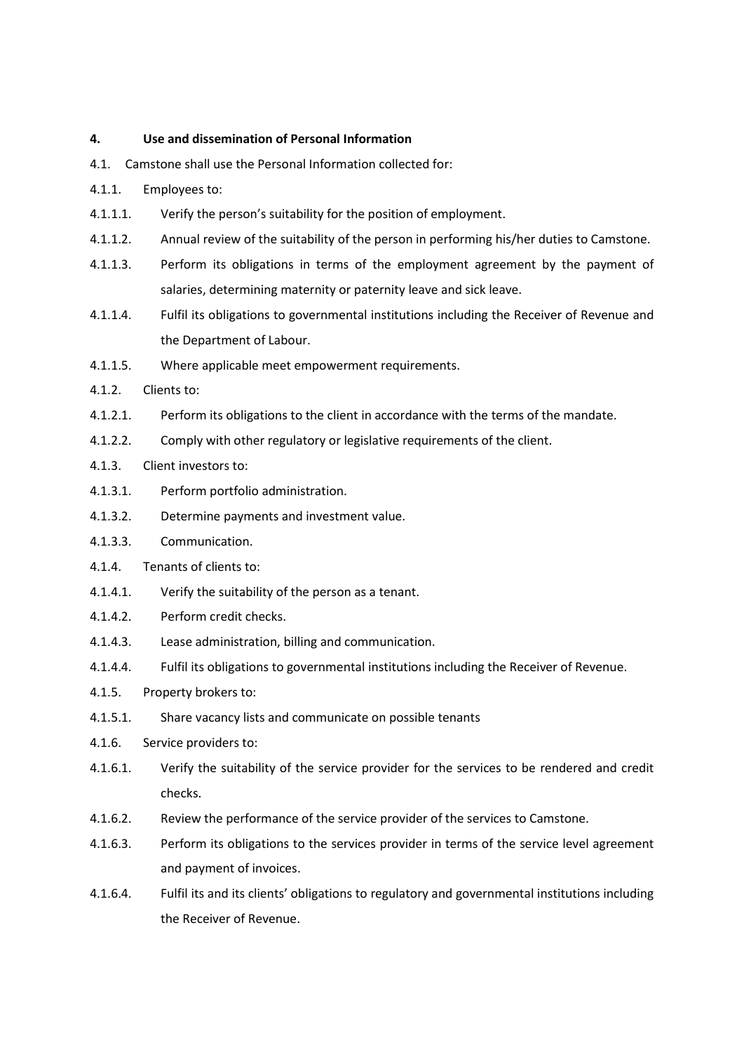**4. Use and dissemination of Personal Information**

4.1. Camstone shall use the Personal Information collected for:

4.1.1. Employees to:

4.1.1.1. Verify the person's suitability for the position of employment.

4.1.1.2. Annual review of the suitability of the person in performing his/her duties to Camstone.

4.1.1.3. Perform its obligations in terms of the employment agreement by the payment of salaries, determining maternity or paternity leave and sick leave.

4.1.1.4. Fulfil its obligations to governmental institutions including the Receiver of Revenue and the Department of Labour.

4.1.1.5. Where applicable meet empowerment requirements.

4.1.2. Clients to:

4.1.2.1. Perform its obligations to the client in accordance with the terms of the mandate.

4.1.2.2. Comply with other regulatory or legislative requirements of the client.

4.1.3. Client investors to:

4.1.3.1. Perform portfolio administration.

4.1.3.2. Determine payments and investment value.

4.1.3.3. Communication.

4.1.4. Tenants of clients to:

4.1.4.1. Verify the suitability of the person as a tenant.

4.1.4.2. Perform credit checks.

4.1.4.3. Lease administration, billing and communication.

4.1.4.4. Fulfil its obligations to governmental institutions including the Receiver of Revenue.

4.1.5. Property brokers to:

4.1.5.1. Share vacancy lists and communicate on possible tenants

4.1.6. Service providers to:

4.1.6.1. Verify the suitability of the service provider for the services to be rendered and credit checks.

4.1.6.2. Review the performance of the service provider of the services to Camstone.

4.1.6.3. Perform its obligations to the services provider in terms of the service level agreement and payment of invoices.

4.1.6.4. Fulfil its and its clients' obligations to regulatory and governmental institutions including the Receiver of Revenue.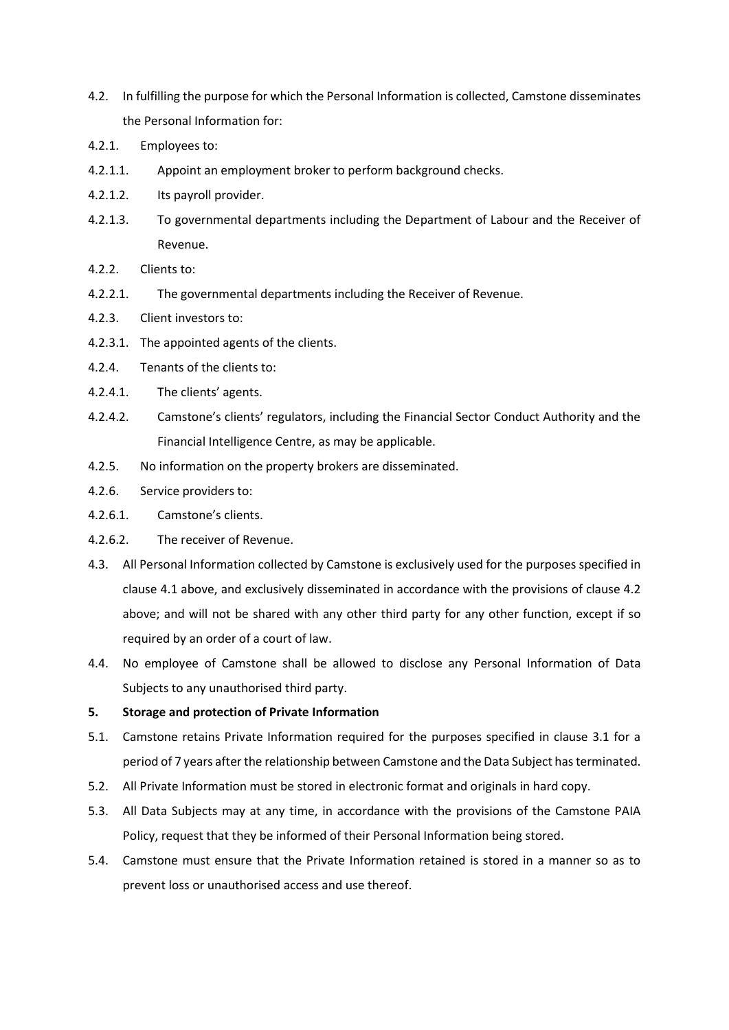4.2. In fulfilling the purpose for which the Personal Information is collected, Camstone disseminates the Personal Information for:

4.2.1. Employees to:

4.2.1.1. Appoint an employment broker to perform background checks.

4.2.1.2. Its payroll provider.

4.2.1.3. To governmental departments including the Department of Labour and the Receiver of Revenue.

4.2.2. Clients to:

4.2.2.1. The governmental departments including the Receiver of Revenue.

4.2.3. Client investors to:

4.2.3.1. The appointed agents of the clients.

4.2.4. Tenants of the clients to:

4.2.4.1. The clients' agents.

4.2.4.2. Camstone's clients' regulators, including the Financial Sector Conduct Authority and the Financial Intelligence Centre, as may be applicable.

4.2.5. No information on the property brokers are disseminated.

4.2.6. Service providers to:

4.2.6.1. Camstone's clients.

4.2.6.2. The receiver of Revenue.

4.3. All Personal Information collected by Camstone is exclusively used for the purposes specified in clause 4.1 above, and exclusively disseminated in accordance with the provisions of clause 4.2 above; and will not be shared with any other third party for any other function, except if so required by an order of a court of law.

4.4. No employee of Camstone shall be allowed to disclose any Personal Information of Data Subjects to any unauthorised third party.

**5. Storage and protection of Private Information**

5.1. Camstone retains Private Information required for the purposes specified in clause 3.1 for a period of 7 years after the relationship between Camstone and the Data Subject has terminated.

5.2. All Private Information must be stored in electronic format and originals in hard copy.

5.3. All Data Subjects may at any time, in accordance with the provisions of the Camstone PAIA Policy, request that they be informed of their Personal Information being stored.

5.4. Camstone must ensure that the Private Information retained is stored in a manner so as to prevent loss or unauthorised access and use thereof.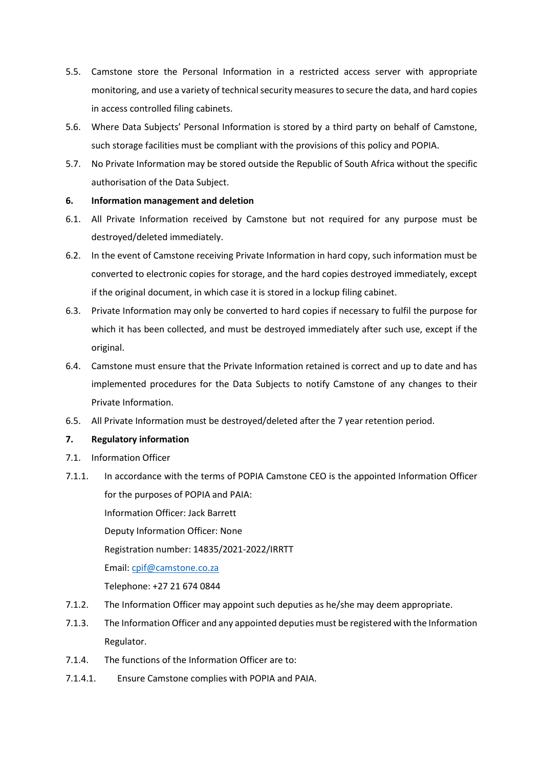5.5. Camstone store the Personal Information in a restricted access server with appropriate monitoring, and use a variety of technical security measures to secure the data, and hard copies in access controlled filing cabinets.

5.6. Where Data Subjects' Personal Information is stored by a third party on behalf of Camstone, such storage facilities must be compliant with the provisions of this policy and POPIA.

5.7. No Private Information may be stored outside the Republic of South Africa without the specific authorisation of the Data Subject.

**6. Information management and deletion**

6.1. All Private Information received by Camstone but not required for any purpose must be destroyed/deleted immediately.

6.2. In the event of Camstone receiving Private Information in hard copy, such information must be converted to electronic copies for storage, and the hard copies destroyed immediately, except if the original document, in which case it is stored in a lockup filing cabinet.

6.3. Private Information may only be converted to hard copies if necessary to fulfil the purpose for which it has been collected, and must be destroyed immediately after such use, except if the original.

6.4. Camstone must ensure that the Private Information retained is correct and up to date and has implemented procedures for the Data Subjects to notify Camstone of any changes to their Private Information.

6.5. All Private Information must be destroyed/deleted after the 7 year retention period.

**7. Regulatory information**

7.1. Information Officer

7.1.1. In accordance with the terms of POPIA Camstone CEO is the appointed Information Officer for the purposes of POPIA and PAIA:

Information Officer: Jack Barrett

Deputy Information Officer: None

Registration number: 14835/2021-2022/IRRTT

Email: cpif@camstone.co.za

Telephone: +27 21 674 0844

7.1.2. The Information Officer may appoint such deputies as he/she may deem appropriate.

7.1.3. The Information Officer and any appointed deputies must be registered with the Information Regulator.

7.1.4. The functions of the Information Officer are to:

7.1.4.1. Ensure Camstone complies with POPIA and PAIA.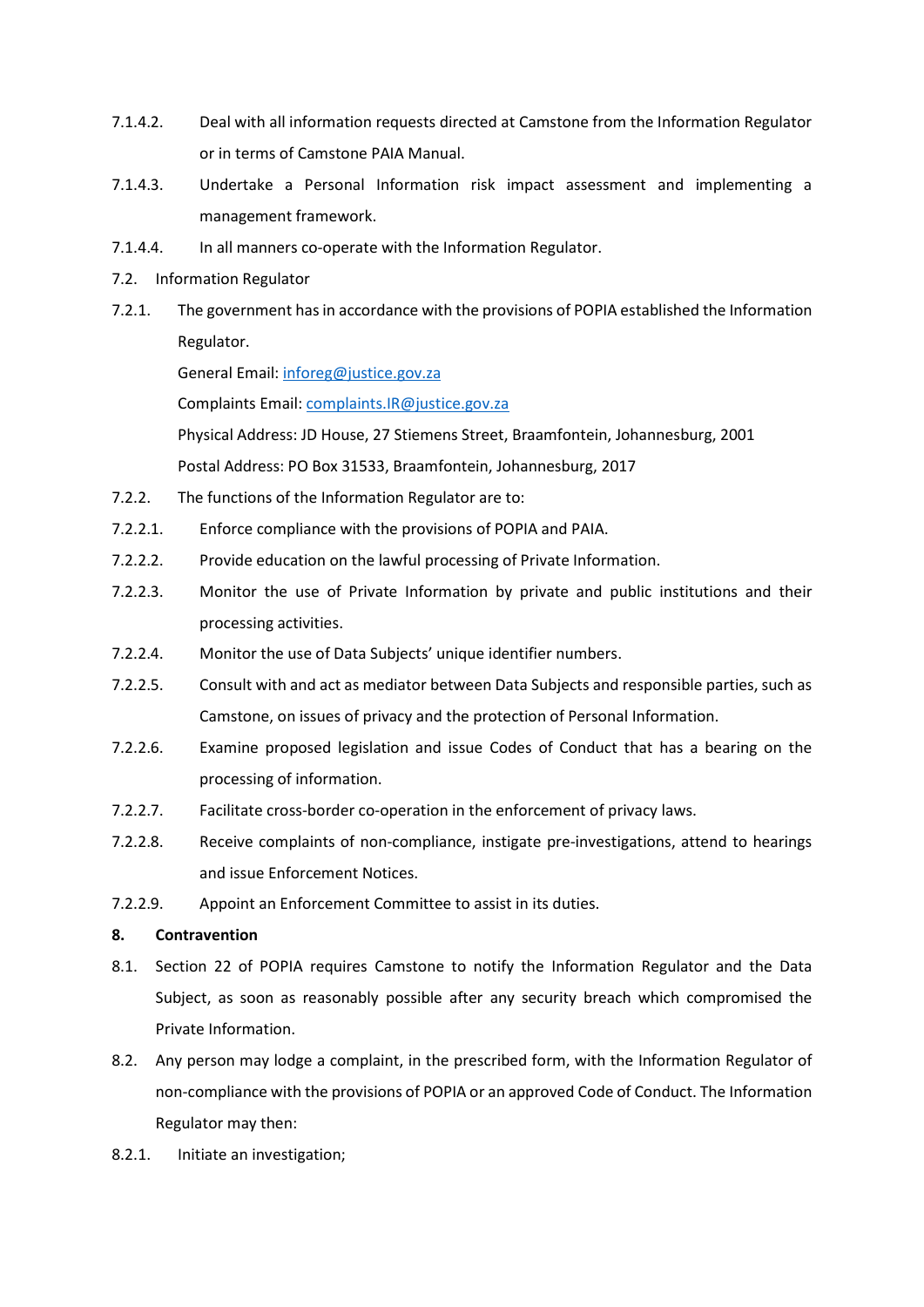7.1.4.2. Deal with all information requests directed at Camstone from the Information Regulator or in terms of Camstone PAIA Manual.

7.1.4.3. Undertake a Personal Information risk impact assessment and implementing a management framework.

7.1.4.4. In all manners co-operate with the Information Regulator.

7.2. Information Regulator

7.2.1. The government has in accordance with the provisions of POPIA established the Information Regulator.

General Email: inforeg@justice.gov.za

Complaints Email: complaints.IR@justice.gov.za

Physical Address: JD House, 27 Stiemens Street, Braamfontein, Johannesburg, 2001

Postal Address: PO Box 31533, Braamfontein, Johannesburg, 2017

7.2.2. The functions of the Information Regulator are to:

7.2.2.1. Enforce compliance with the provisions of POPIA and PAIA.

7.2.2.2. Provide education on the lawful processing of Private Information.

7.2.2.3. Monitor the use of Private Information by private and public institutions and their processing activities.

7.2.2.4. Monitor the use of Data Subjects' unique identifier numbers.

7.2.2.5. Consult with and act as mediator between Data Subjects and responsible parties, such as Camstone, on issues of privacy and the protection of Personal Information.

7.2.2.6. Examine proposed legislation and issue Codes of Conduct that has a bearing on the processing of information.

7.2.2.7. Facilitate cross-border co-operation in the enforcement of privacy laws.

7.2.2.8. Receive complaints of non-compliance, instigate pre-investigations, attend to hearings and issue Enforcement Notices.

7.2.2.9. Appoint an Enforcement Committee to assist in its duties.

**8. Contravention**

8.1. Section 22 of POPIA requires Camstone to notify the Information Regulator and the Data Subject, as soon as reasonably possible after any security breach which compromised the Private Information.

8.2. Any person may lodge a complaint, in the prescribed form, with the Information Regulator of non-compliance with the provisions of POPIA or an approved Code of Conduct. The Information Regulator may then:

8.2.1. Initiate an investigation;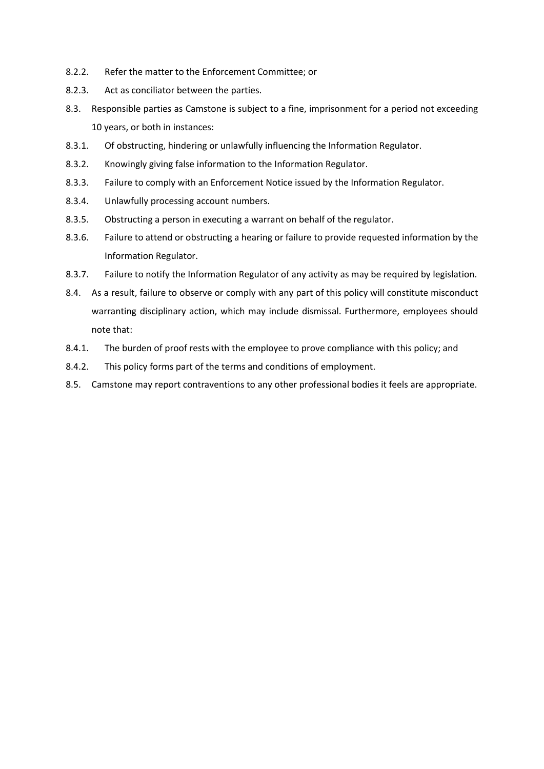8.2.2. Refer the matter to the Enforcement Committee; or

8.2.3. Act as conciliator between the parties.

8.3. Responsible parties as Camstone is subject to a fine, imprisonment for a period not exceeding 10 years, or both in instances:

8.3.1. Of obstructing, hindering or unlawfully influencing the Information Regulator.

8.3.2. Knowingly giving false information to the Information Regulator.

8.3.3. Failure to comply with an Enforcement Notice issued by the Information Regulator.

8.3.4. Unlawfully processing account numbers.

8.3.5. Obstructing a person in executing a warrant on behalf of the regulator.

8.3.6. Failure to attend or obstructing a hearing or failure to provide requested information by the Information Regulator.

8.3.7. Failure to notify the Information Regulator of any activity as may be required by legislation.

8.4. As a result, failure to observe or comply with any part of this policy will constitute misconduct warranting disciplinary action, which may include dismissal. Furthermore, employees should note that:

8.4.1. The burden of proof rests with the employee to prove compliance with this policy; and

8.4.2. This policy forms part of the terms and conditions of employment.

8.5. Camstone may report contraventions to any other professional bodies it feels are appropriate.